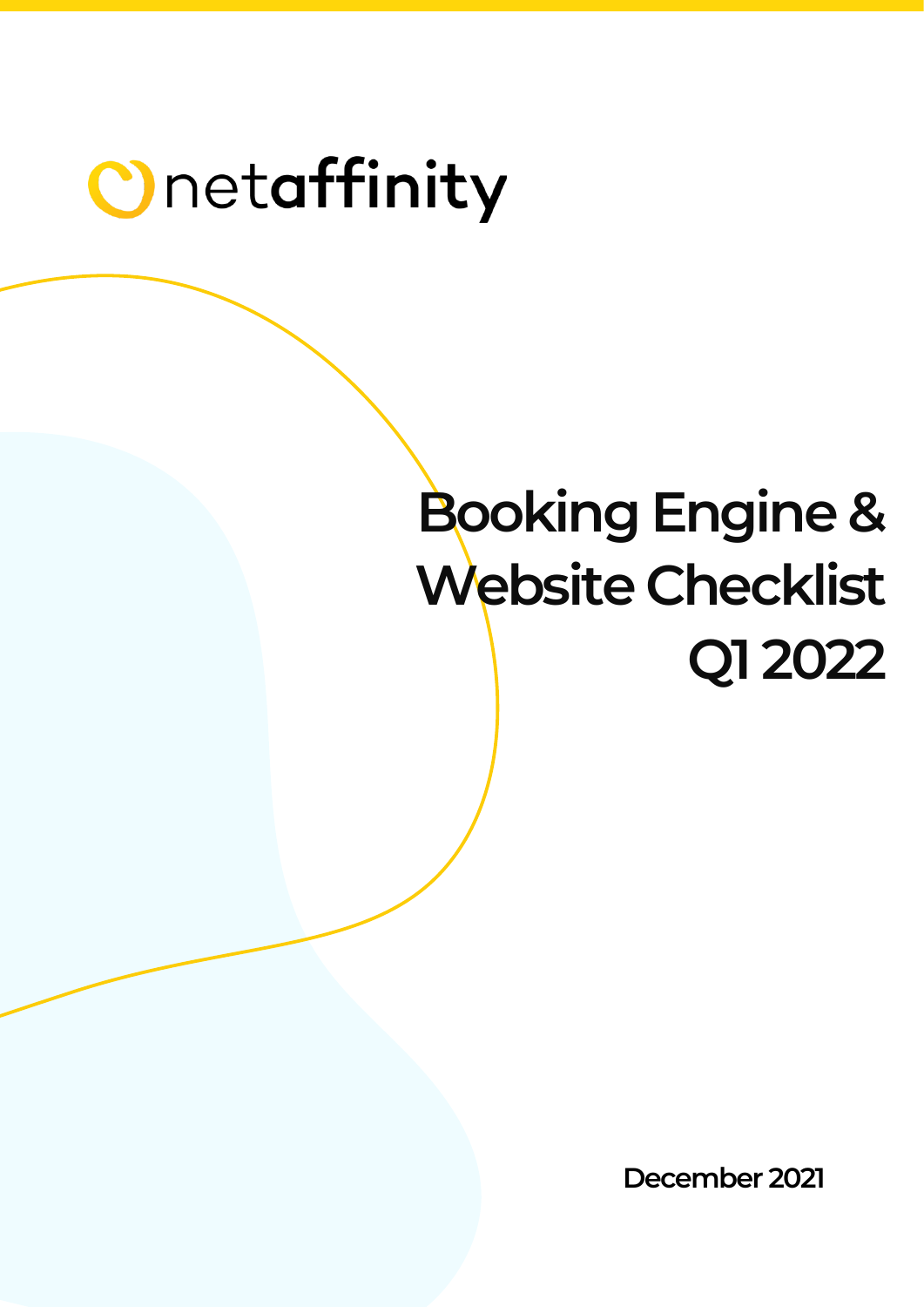netaffinity

# Booking Engine & Website Checklist Q1 2022

December 2021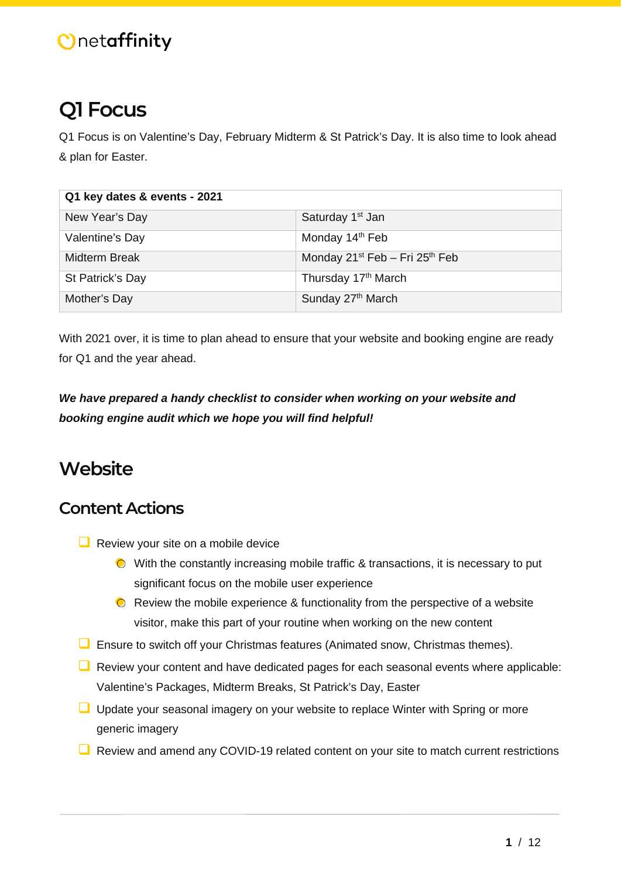# Q1 Focus

Q1 Focus is on Valentine's Day, February Midterm & St Patrick's Day. It is also time to look ahead & plan for Easter.

| Q1 key dates & events - 2021 | |
|---|---|
| New Year's Day | Saturday 1st Jan |
| Valentine's Day | Monday 14th Feb |
| Midterm Break | Monday 21st Feb – Fri 25th Feb |
| St Patrick's Day | Thursday 17th March |
| Mother's Day | Sunday 27th March |

With 2021 over, it is time to plan ahead to ensure that your website and booking engine are ready for Q1 and the year ahead.

***We have prepared a handy checklist to consider when working on your website and booking engine audit which we hope you will find helpful!***

# Website

## Content Actions

- [ ] Review your site on a mobile device
  - With the constantly increasing mobile traffic & transactions, it is necessary to put significant focus on the mobile user experience
  - Review the mobile experience & functionality from the perspective of a website visitor, make this part of your routine when working on the new content
- [ ] Ensure to switch off your Christmas features (Animated snow, Christmas themes).
- [ ] Review your content and have dedicated pages for each seasonal events where applicable: Valentine's Packages, Midterm Breaks, St Patrick's Day, Easter
- [ ] Update your seasonal imagery on your website to replace Winter with Spring or more generic imagery
- [ ] Review and amend any COVID-19 related content on your site to match current restrictions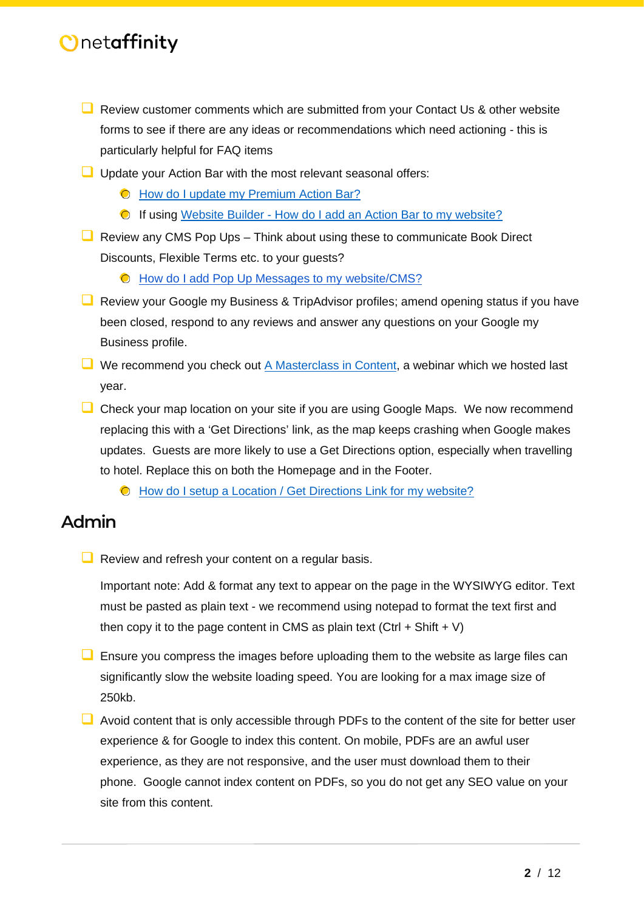- Review customer comments which are submitted from your Contact Us & other website forms to see if there are any ideas or recommendations which need actioning - this is particularly helpful for FAQ items
- Update your Action Bar with the most relevant seasonal offers:
  - How do I update my Premium Action Bar?
  - If using Website Builder - How do I add an Action Bar to my website?
- Review any CMS Pop Ups – Think about using these to communicate Book Direct Discounts, Flexible Terms etc. to your guests?
  - How do I add Pop Up Messages to my website/CMS?
- Review your Google my Business & TripAdvisor profiles; amend opening status if you have been closed, respond to any reviews and answer any questions on your Google my Business profile.
- We recommend you check out A Masterclass in Content, a webinar which we hosted last year.
- Check your map location on your site if you are using Google Maps. We now recommend replacing this with a 'Get Directions' link, as the map keeps crashing when Google makes updates. Guests are more likely to use a Get Directions option, especially when travelling to hotel. Replace this on both the Homepage and in the Footer.
  - How do I setup a Location / Get Directions Link for my website?

## Admin

- Review and refresh your content on a regular basis.

  Important note: Add & format any text to appear on the page in the WYSIWYG editor. Text must be pasted as plain text - we recommend using notepad to format the text first and then copy it to the page content in CMS as plain text (Ctrl + Shift + V)

- Ensure you compress the images before uploading them to the website as large files can significantly slow the website loading speed. You are looking for a max image size of 250kb.
- Avoid content that is only accessible through PDFs to the content of the site for better user experience & for Google to index this content. On mobile, PDFs are an awful user experience, as they are not responsive, and the user must download them to their phone. Google cannot index content on PDFs, so you do not get any SEO value on your site from this content.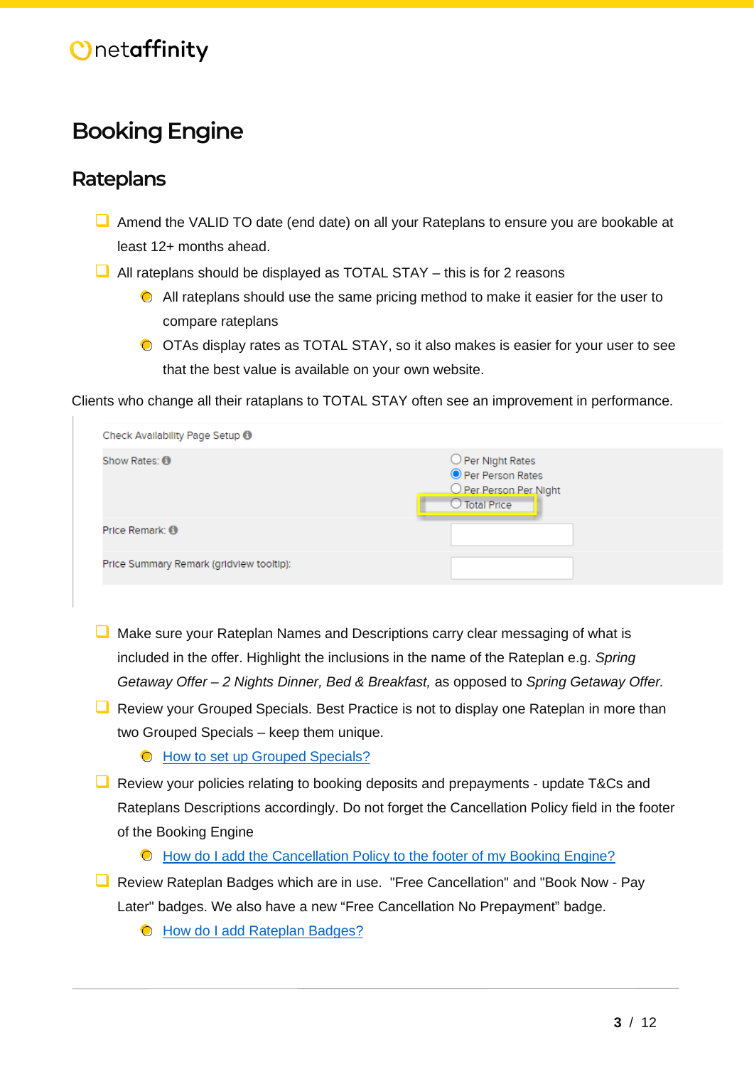# Booking Engine

## Rateplans

- Amend the VALID TO date (end date) on all your Rateplans to ensure you are bookable at least 12+ months ahead.
- All rateplans should be displayed as TOTAL STAY – this is for 2 reasons
  - All rateplans should use the same pricing method to make it easier for the user to compare rateplans
  - OTAs display rates as TOTAL STAY, so it also makes is easier for your user to see that the best value is available on your own website.

Clients who change all their rataplans to TOTAL STAY often see an improvement in performance.

Check Availability Page Setup

| | |
|---|---|
| Show Rates: | ○ Per Night Rates<br>◉ Per Person Rates<br>○ Per Person Per Night<br>○ Total Price |
| Price Remark: | |
| Price Summary Remark (gridview tooltip): | |

- Make sure your Rateplan Names and Descriptions carry clear messaging of what is included in the offer. Highlight the inclusions in the name of the Rateplan e.g. *Spring Getaway Offer – 2 Nights Dinner, Bed & Breakfast,* as opposed to *Spring Getaway Offer.*
- Review your Grouped Specials. Best Practice is not to display one Rateplan in more than two Grouped Specials – keep them unique.
  - How to set up Grouped Specials?
- Review your policies relating to booking deposits and prepayments - update T&Cs and Rateplans Descriptions accordingly. Do not forget the Cancellation Policy field in the footer of the Booking Engine
  - How do I add the Cancellation Policy to the footer of my Booking Engine?
- Review Rateplan Badges which are in use. "Free Cancellation" and "Book Now - Pay Later" badges. We also have a new “Free Cancellation No Prepayment” badge.
  - How do I add Rateplan Badges?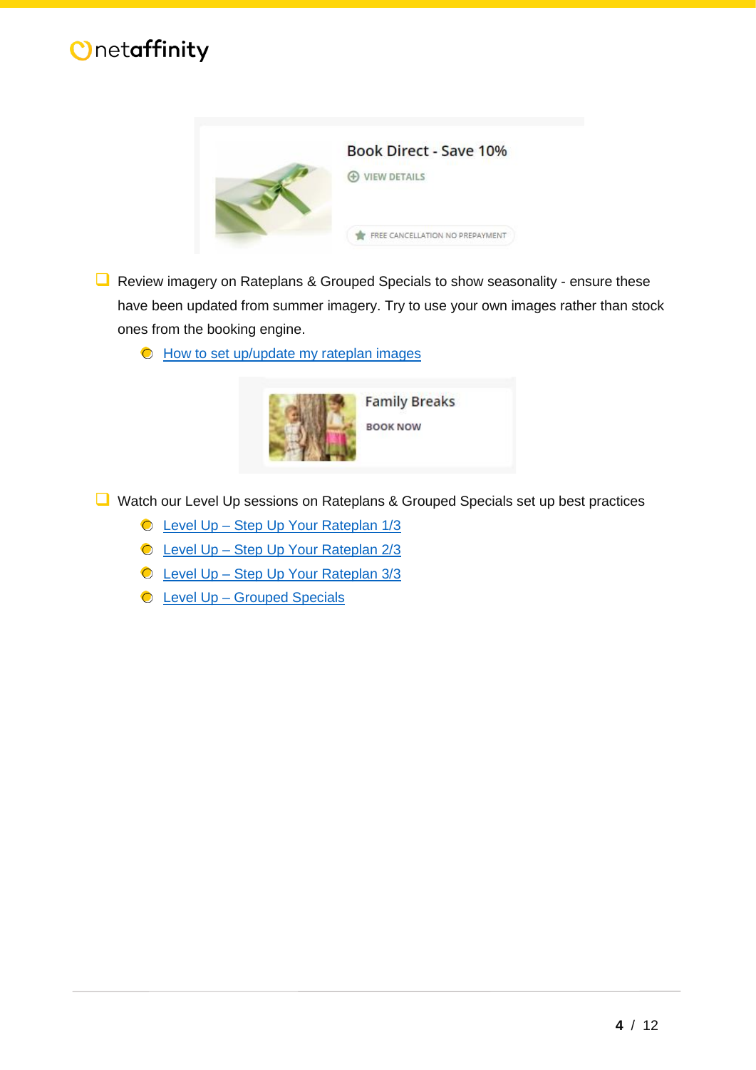- Review imagery on Rateplans & Grouped Specials to show seasonality - ensure these have been updated from summer imagery. Try to use your own images rather than stock ones from the booking engine.
  - [How to set up/update my rateplan images]()

- Watch our Level Up sessions on Rateplans & Grouped Specials set up best practices
  - [Level Up – Step Up Your Rateplan 1/3]()
  - [Level Up – Step Up Your Rateplan 2/3]()
  - [Level Up – Step Up Your Rateplan 3/3]()
  - [Level Up – Grouped Specials]()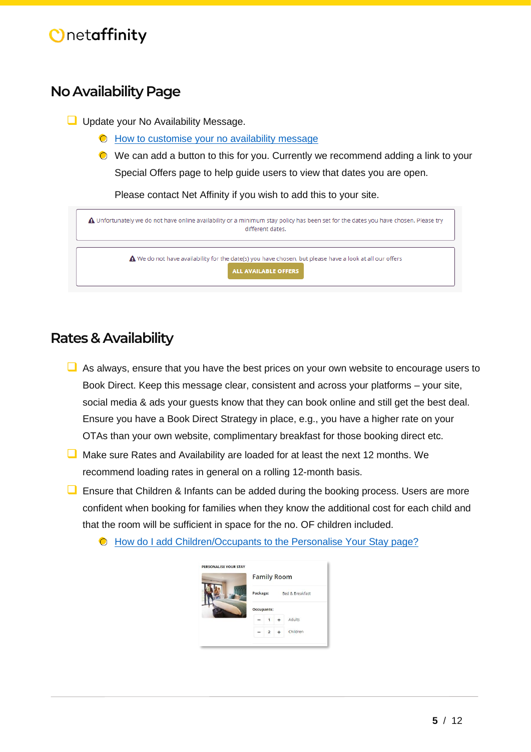## No Availability Page

- [ ] Update your No Availability Message.
  - How to customise your no availability message
  - We can add a button to this for you. Currently we recommend adding a link to your Special Offers page to help guide users to view that dates you are open.

    Please contact Net Affinity if you wish to add this to your site.

⚠ Unfortunately we do not have online availability or a minimum stay policy has been set for the dates you have chosen. Please try different dates.

⚠ We do not have availability for the date(s) you have chosen, but please have a look at all our offers

ALL AVAILABLE OFFERS

## Rates & Availability

- [ ] As always, ensure that you have the best prices on your own website to encourage users to Book Direct. Keep this message clear, consistent and across your platforms – your site, social media & ads your guests know that they can book online and still get the best deal. Ensure you have a Book Direct Strategy in place, e.g., you have a higher rate on your OTAs than your own website, complimentary breakfast for those booking direct etc.
- [ ] Make sure Rates and Availability are loaded for at least the next 12 months. We recommend loading rates in general on a rolling 12-month basis.
- [ ] Ensure that Children & Infants can be added during the booking process. Users are more confident when booking for families when they know the additional cost for each child and that the room will be sufficient in space for the no. OF children included.
  - How do I add Children/Occupants to the Personalise Your Stay page?

PERSONALISE YOUR STAY

Family Room

Package: Bed & Breakfast

Occupants:

– 1 + Adults

– 2 + Children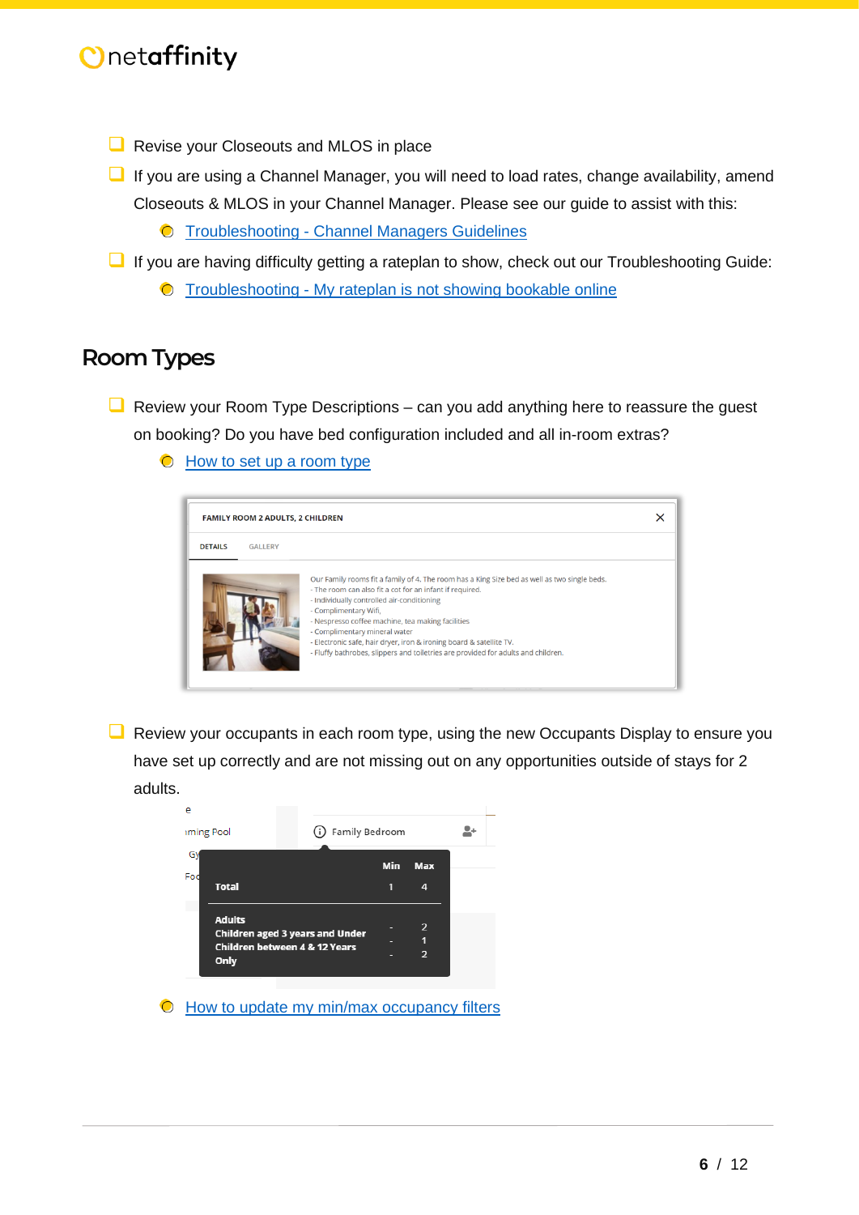- Revise your Closeouts and MLOS in place
- If you are using a Channel Manager, you will need to load rates, change availability, amend Closeouts & MLOS in your Channel Manager. Please see our guide to assist with this:
  - Troubleshooting - Channel Managers Guidelines
- If you are having difficulty getting a rateplan to show, check out our Troubleshooting Guide:
  - Troubleshooting - My rateplan is not showing bookable online

## Room Types

- Review your Room Type Descriptions – can you add anything here to reassure the guest on booking? Do you have bed configuration included and all in-room extras?
  - How to set up a room type

FAMILY ROOM 2 ADULTS, 2 CHILDREN

DETAILS GALLERY

Our Family rooms fit a family of 4. The room has a King Size bed as well as two single beds.
- The room can also fit a cot for an infant if required.
- Individually controlled air-conditioning
- Complimentary Wifi,
- Nespresso coffee machine, tea making facilities
- Complimentary mineral water
- Electronic safe, hair dryer, iron & ironing board & satellite TV.
- Fluffy bathrobes, slippers and toiletries are provided for adults and children.

- Review your occupants in each room type, using the new Occupants Display to ensure you have set up correctly and are not missing out on any opportunities outside of stays for 2 adults.

Family Bedroom

| | Min | Max |
|---|---|---|
| Total | 1 | 4 |
| Adults | - | 2 |
| Children aged 3 years and Under | - | 1 |
| Children between 4 & 12 Years Only | - | 2 |

  - How to update my min/max occupancy filters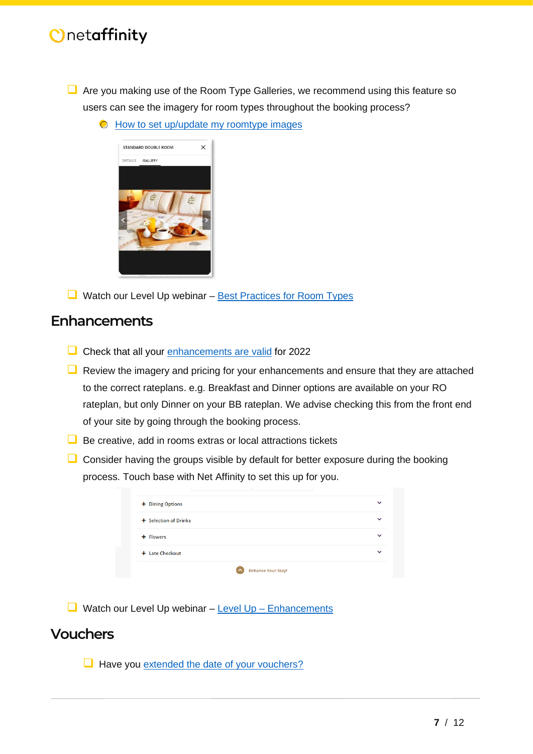- [ ] Are you making use of the Room Type Galleries, we recommend using this feature so users can see the imagery for room types throughout the booking process?
    - How to set up/update my roomtype images
- [ ] Watch our Level Up webinar – Best Practices for Room Types

## Enhancements

- [ ] Check that all your enhancements are valid for 2022
- [ ] Review the imagery and pricing for your enhancements and ensure that they are attached to the correct rateplans. e.g. Breakfast and Dinner options are available on your RO rateplan, but only Dinner on your BB rateplan. We advise checking this from the front end of your site by going through the booking process.
- [ ] Be creative, add in rooms extras or local attractions tickets
- [ ] Consider having the groups visible by default for better exposure during the booking process. Touch base with Net Affinity to set this up for you.
- [ ] Watch our Level Up webinar – Level Up – Enhancements

## Vouchers

- [ ] Have you extended the date of your vouchers?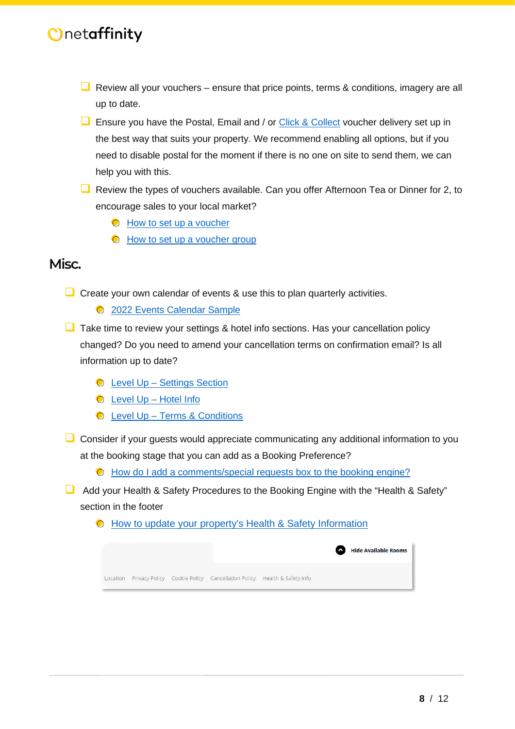- Review all your vouchers – ensure that price points, terms & conditions, imagery are all up to date.
- Ensure you have the Postal, Email and / or Click & Collect voucher delivery set up in the best way that suits your property. We recommend enabling all options, but if you need to disable postal for the moment if there is no one on site to send them, we can help you with this.
- Review the types of vouchers available. Can you offer Afternoon Tea or Dinner for 2, to encourage sales to your local market?
  - How to set up a voucher
  - How to set up a voucher group

## Misc.

- Create your own calendar of events & use this to plan quarterly activities.
  - 2022 Events Calendar Sample
- Take time to review your settings & hotel info sections. Has your cancellation policy changed? Do you need to amend your cancellation terms on confirmation email? Is all information up to date?
  - Level Up – Settings Section
  - Level Up – Hotel Info
  - Level Up – Terms & Conditions
- Consider if your guests would appreciate communicating any additional information to you at the booking stage that you can add as a Booking Preference?
  - How do I add a comments/special requests box to the booking engine?
- Add your Health & Safety Procedures to the Booking Engine with the "Health & Safety" section in the footer
  - How to update your property's Health & Safety Information

Hide Available Rooms

Location Privacy Policy Cookie Policy Cancellation Policy Health & Safety Info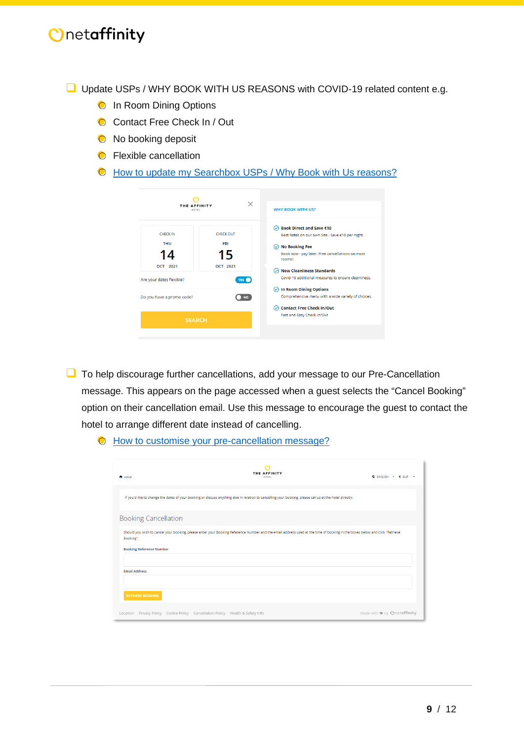- Update USPs / WHY BOOK WITH US REASONS with COVID-19 related content e.g.
  - In Room Dining Options
  - Contact Free Check In / Out
  - No booking deposit
  - Flexible cancellation
  - [How to update my Searchbox USPs / Why Book with Us reasons?]()

- To help discourage further cancellations, add your message to our Pre-Cancellation message. This appears on the page accessed when a guest selects the "Cancel Booking" option on their cancellation email. Use this message to encourage the guest to contact the hotel to arrange different date instead of cancelling.
  - [How to customise your pre-cancellation message?]()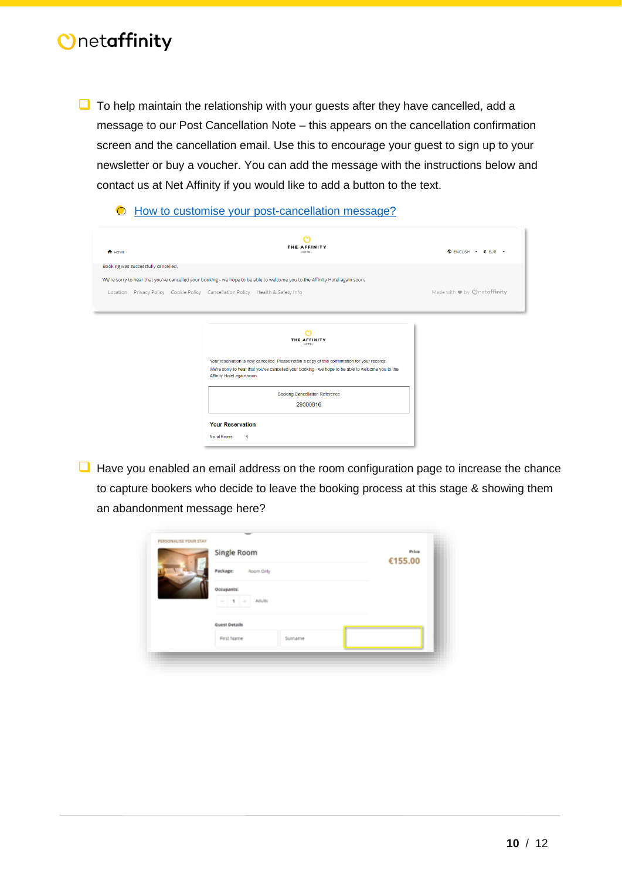- To help maintain the relationship with your guests after they have cancelled, add a message to our Post Cancellation Note – this appears on the cancellation confirmation screen and the cancellation email. Use this to encourage your guest to sign up to your newsletter or buy a voucher. You can add the message with the instructions below and contact us at Net Affinity if you would like to add a button to the text.

  - How to customise your post-cancellation message?

- Have you enabled an email address on the room configuration page to increase the chance to capture bookers who decide to leave the booking process at this stage & showing them an abandonment message here?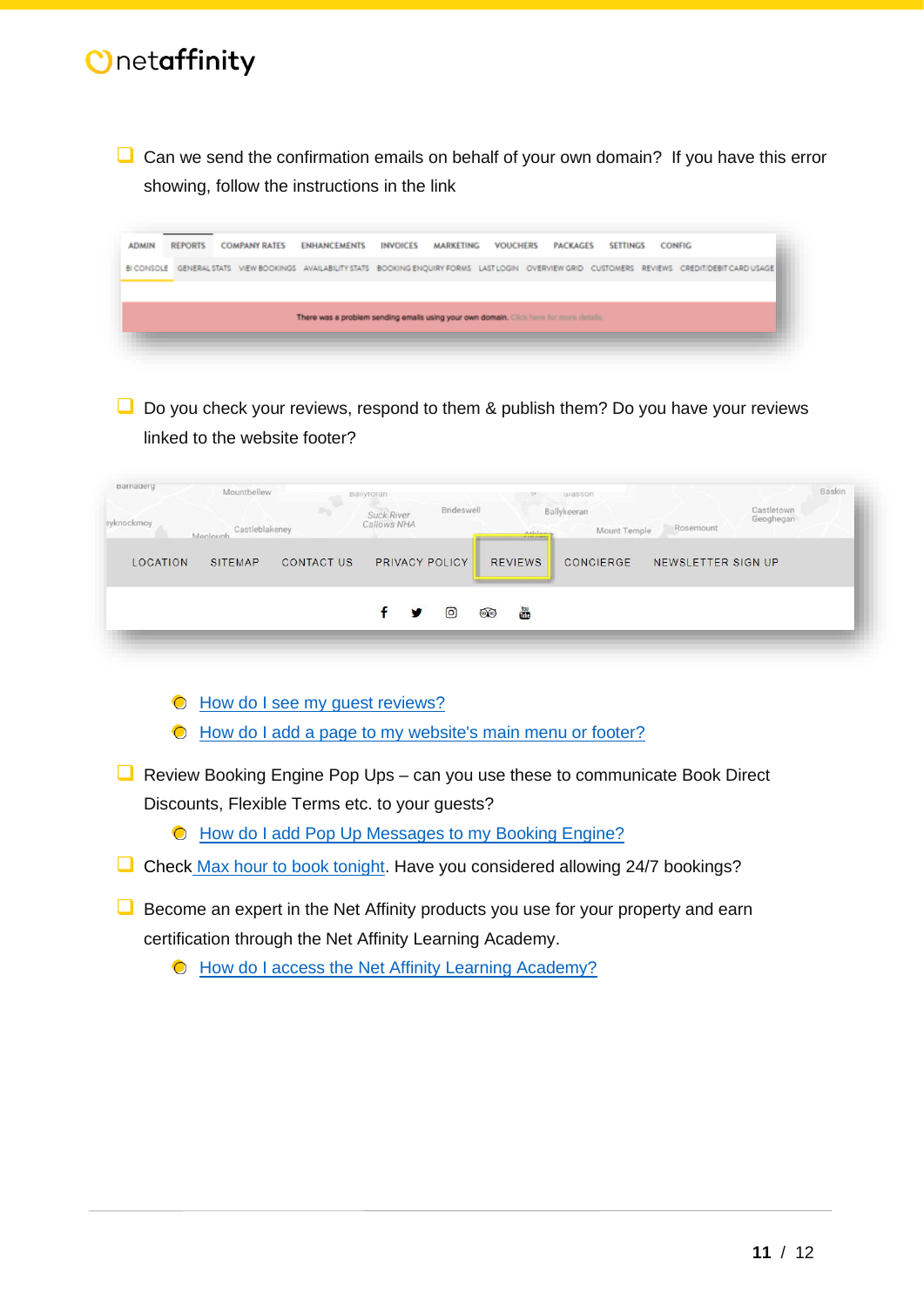- Can we send the confirmation emails on behalf of your own domain? If you have this error showing, follow the instructions in the link

- Do you check your reviews, respond to them & publish them? Do you have your reviews linked to the website footer?

  - How do I see my guest reviews?
  - How do I add a page to my website's main menu or footer?

- Review Booking Engine Pop Ups – can you use these to communicate Book Direct Discounts, Flexible Terms etc. to your guests?
  - How do I add Pop Up Messages to my Booking Engine?

- Check Max hour to book tonight. Have you considered allowing 24/7 bookings?

- Become an expert in the Net Affinity products you use for your property and earn certification through the Net Affinity Learning Academy.
  - How do I access the Net Affinity Learning Academy?